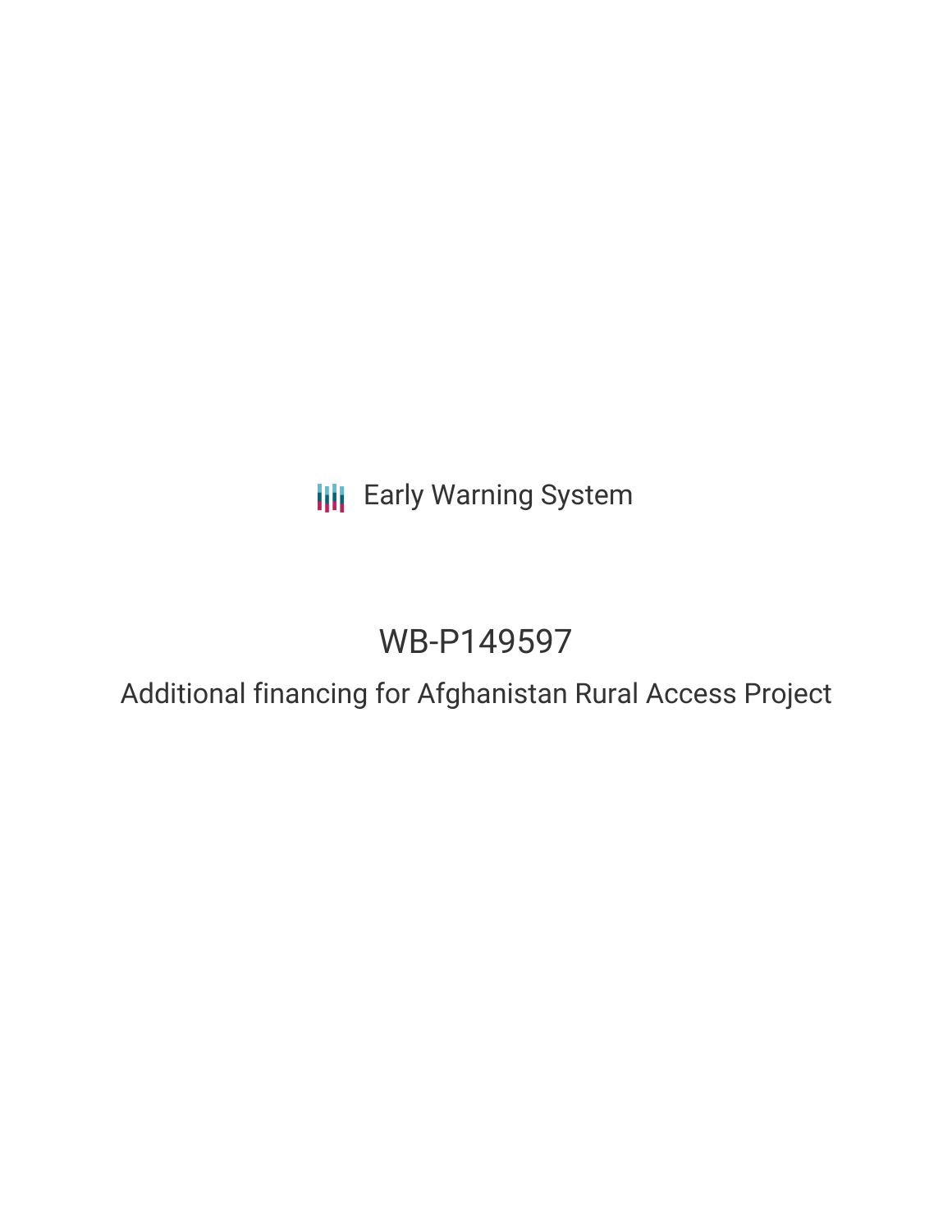Early Warning System

# WB-P149597

## Additional financing for Afghanistan Rural Access Project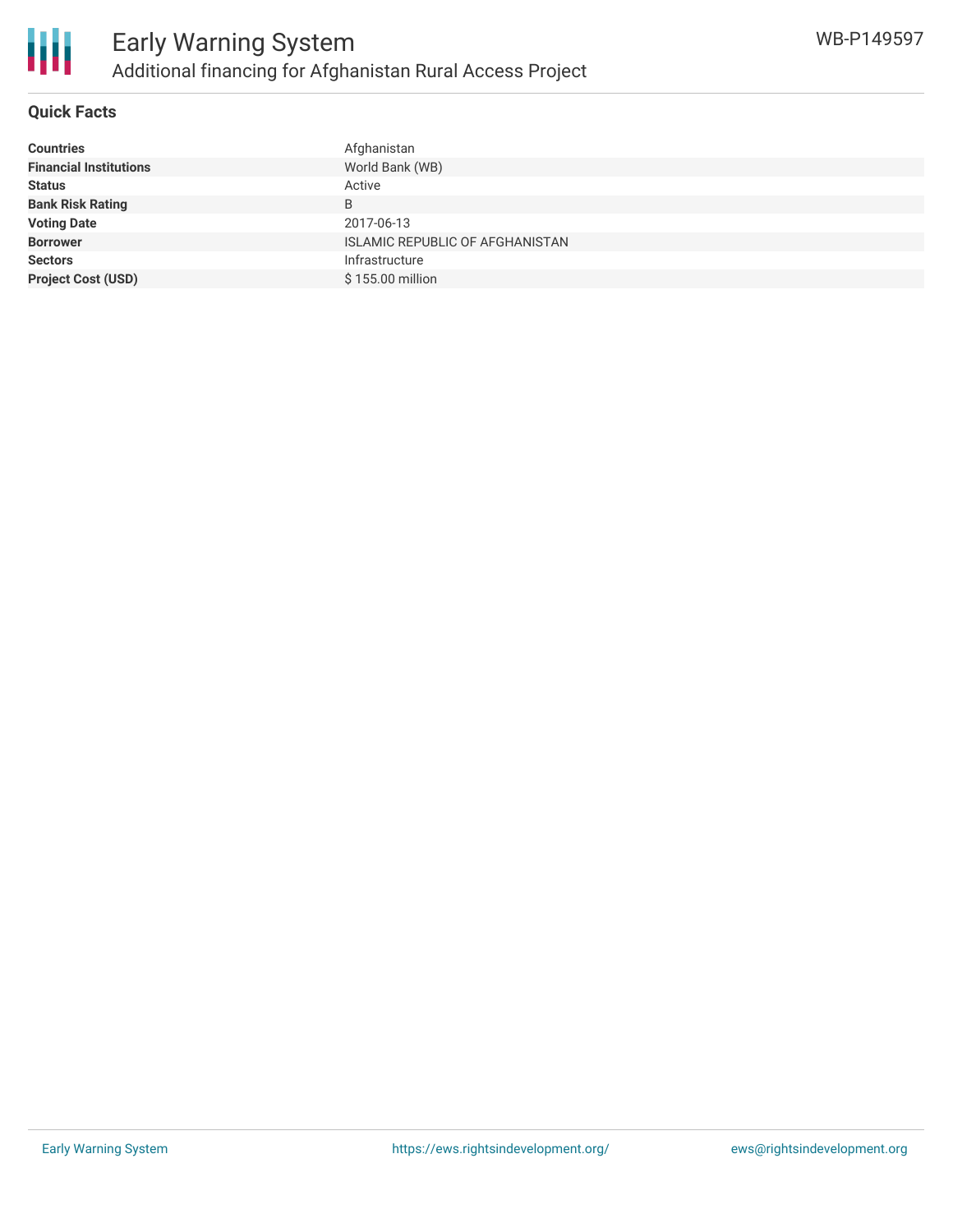# Early Warning System

## Additional financing for Afghanistan Rural Access Project

WB-P149597

### Quick Facts

| | |
|---|---|
| **Countries** | Afghanistan |
| **Financial Institutions** | World Bank (WB) |
| **Status** | Active |
| **Bank Risk Rating** | B |
| **Voting Date** | 2017-06-13 |
| **Borrower** | ISLAMIC REPUBLIC OF AFGHANISTAN |
| **Sectors** | Infrastructure |
| **Project Cost (USD)** | $ 155.00 million |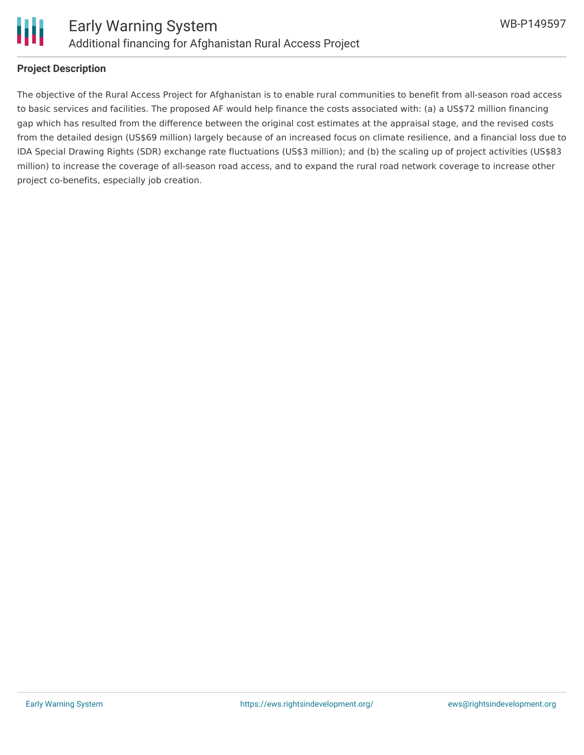**Project Description**

The objective of the Rural Access Project for Afghanistan is to enable rural communities to benefit from all-season road access to basic services and facilities. The proposed AF would help finance the costs associated with: (a) a US$72 million financing gap which has resulted from the difference between the original cost estimates at the appraisal stage, and the revised costs from the detailed design (US$69 million) largely because of an increased focus on climate resilience, and a financial loss due to IDA Special Drawing Rights (SDR) exchange rate fluctuations (US$3 million); and (b) the scaling up of project activities (US$83 million) to increase the coverage of all-season road access, and to expand the rural road network coverage to increase other project co-benefits, especially job creation.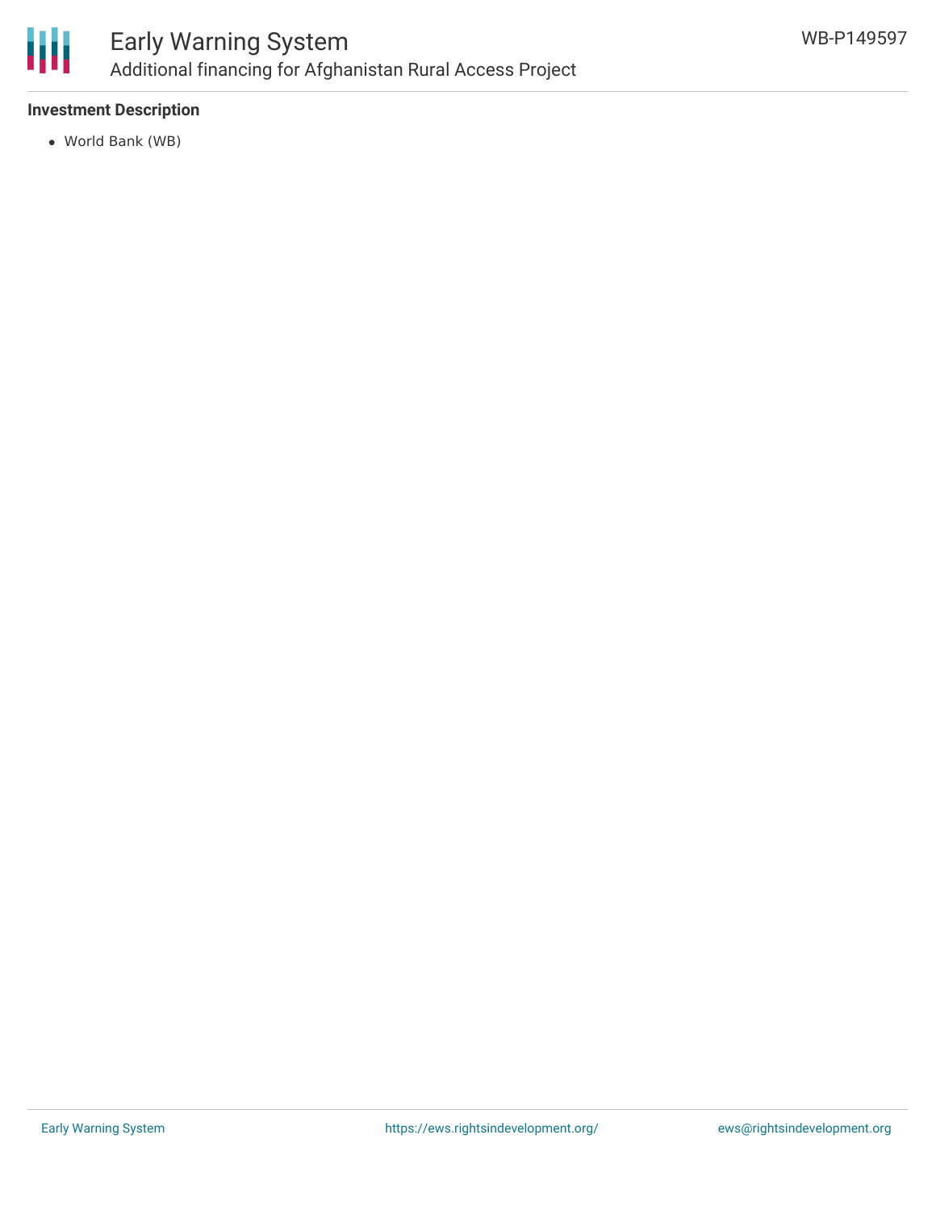### Investment Description

- World Bank (WB)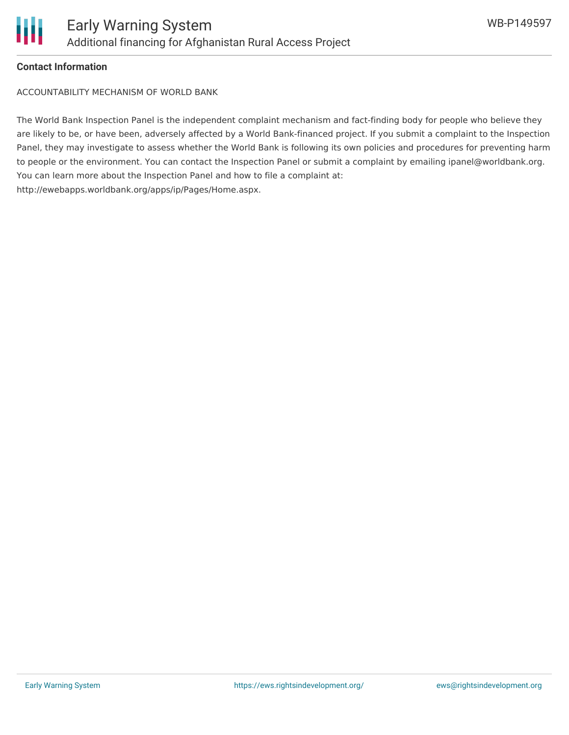**Contact Information**

ACCOUNTABILITY MECHANISM OF WORLD BANK

The World Bank Inspection Panel is the independent complaint mechanism and fact-finding body for people who believe they are likely to be, or have been, adversely affected by a World Bank-financed project. If you submit a complaint to the Inspection Panel, they may investigate to assess whether the World Bank is following its own policies and procedures for preventing harm to people or the environment. You can contact the Inspection Panel or submit a complaint by emailing ipanel@worldbank.org. You can learn more about the Inspection Panel and how to file a complaint at: http://ewebapps.worldbank.org/apps/ip/Pages/Home.aspx.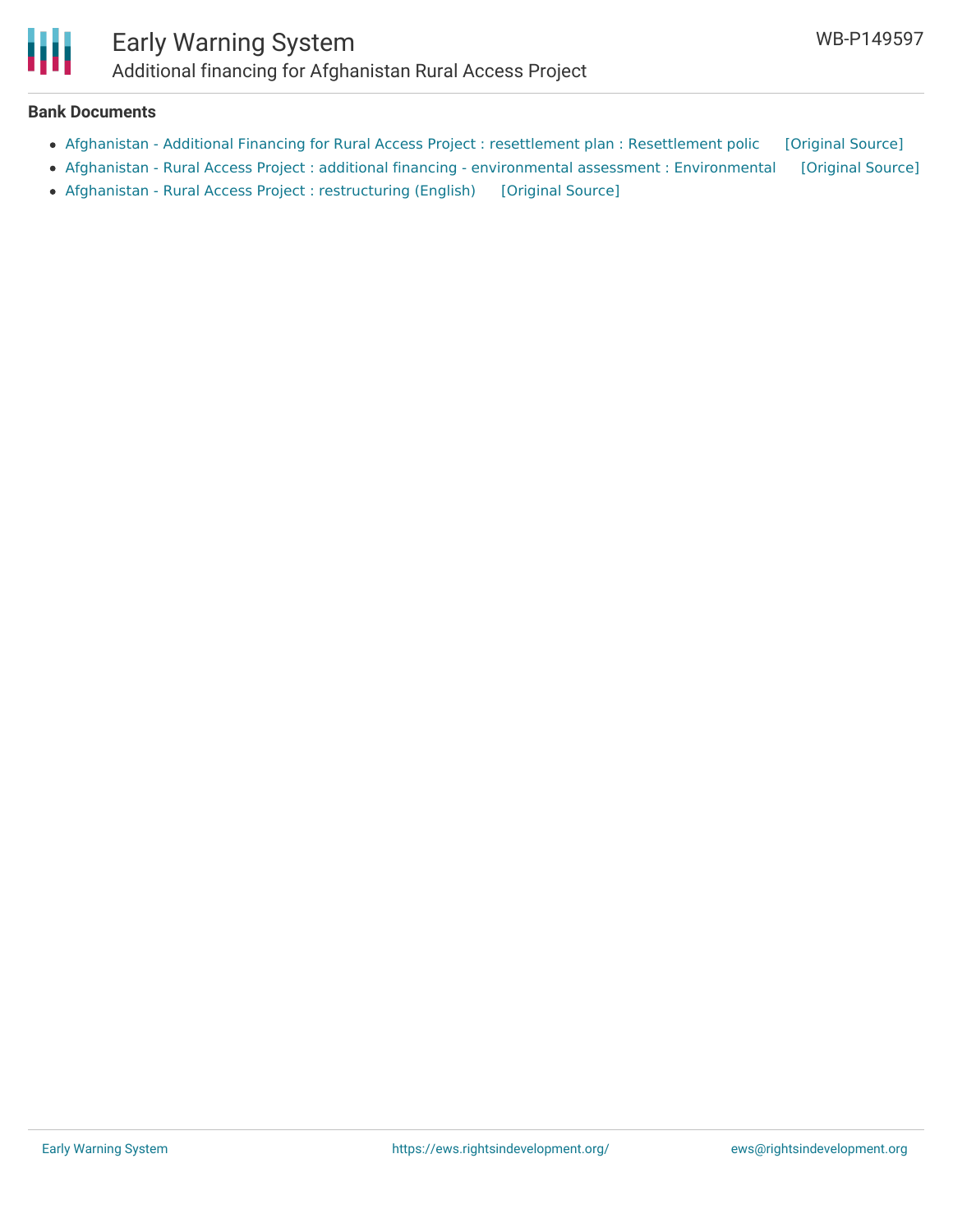**Bank Documents**

- Afghanistan - Additional Financing for Rural Access Project : resettlement plan : Resettlement polic [Original Source]
- Afghanistan - Rural Access Project : additional financing - environmental assessment : Environmental [Original Source]
- Afghanistan - Rural Access Project : restructuring (English) [Original Source]